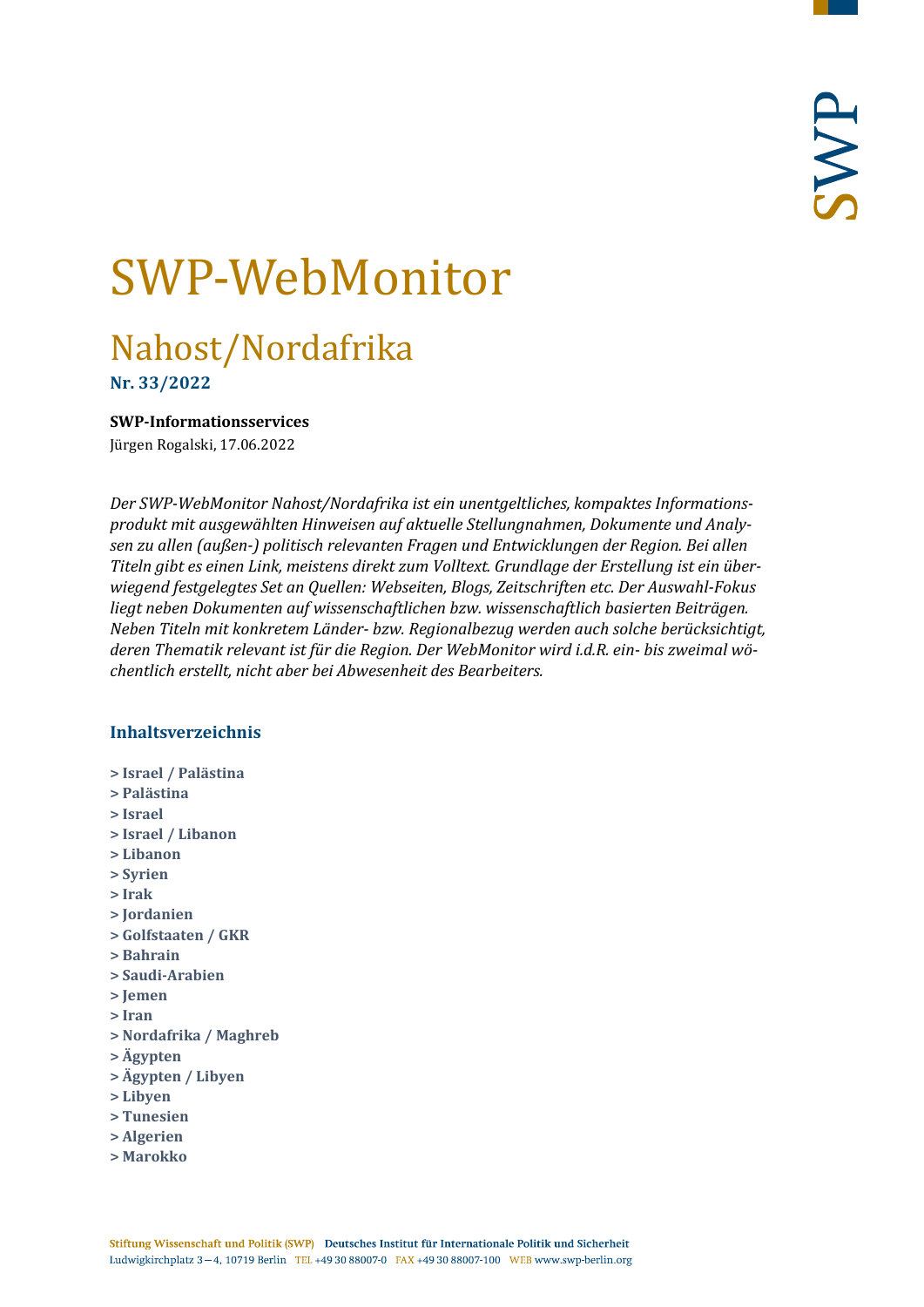# SWP-WebMonitor

## Nahost/Nordafrika

**Nr. 33/2022**

**SWP-Informationsservices**

Jürgen Rogalski, 17.06.2022

*Der SWP-WebMonitor Nahost/Nordafrika ist ein unentgeltliches, kompaktes Informationsprodukt mit ausgewählten Hinweisen auf aktuelle Stellungnahmen, Dokumente und Analysen zu allen (außen-) politisch relevanten Fragen und Entwicklungen der Region. Bei allen Titeln gibt es einen Link, meistens direkt zum Volltext. Grundlage der Erstellung ist ein überwiegend festgelegtes Set an Quellen: Webseiten, Blogs, Zeitschriften etc. Der Auswahl-Fokus liegt neben Dokumenten auf wissenschaftlichen bzw. wissenschaftlich basierten Beiträgen. Neben Titeln mit konkretem Länder- bzw. Regionalbezug werden auch solche berücksichtigt, deren Thematik relevant ist für die Region. Der WebMonitor wird i.d.R. ein- bis zweimal wöchentlich erstellt, nicht aber bei Abwesenheit des Bearbeiters.*

### Inhaltsverzeichnis

- **> Israel / Palästina**
- **> Palästina**
- **> Israel**
- **> Israel / Libanon**
- **> Libanon**
- **> Syrien**
- **> Irak**
- **> Jordanien**
- **> Golfstaaten / GKR**
- **> Bahrain**
- **> Saudi-Arabien**
- **> Jemen**
- **> Iran**
- **> Nordafrika / Maghreb**
- **> Ägypten**
- **> Ägypten / Libyen**
- **> Libyen**
- **> Tunesien**
- **> Algerien**
- **> Marokko**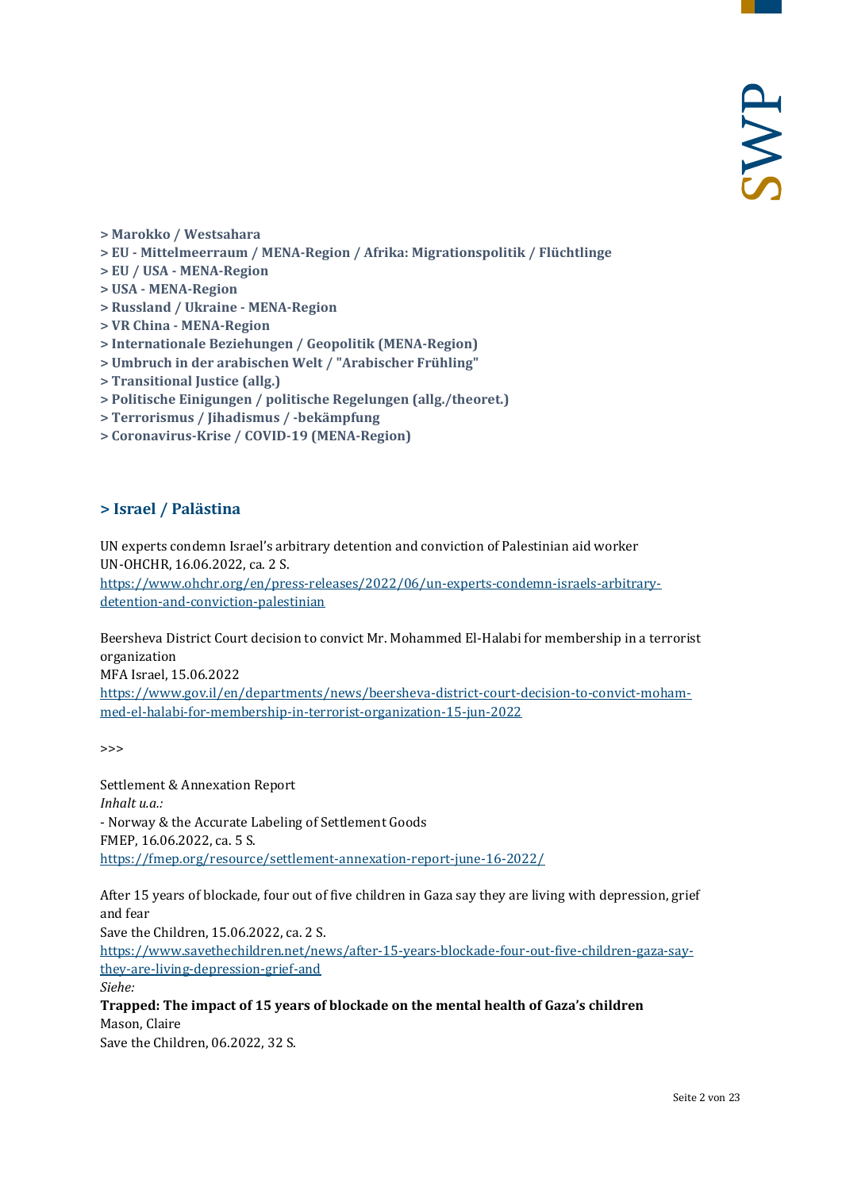**> Marokko / Westsahara**
**> EU - Mittelmeerraum / MENA-Region / Afrika: Migrationspolitik / Flüchtlinge**
**> EU / USA - MENA-Region**
**> USA - MENA-Region**
**> Russland / Ukraine - MENA-Region**
**> VR China - MENA-Region**
**> Internationale Beziehungen / Geopolitik (MENA-Region)**
**> Umbruch in der arabischen Welt / "Arabischer Frühling"**
**> Transitional Justice (allg.)**
**> Politische Einigungen / politische Regelungen (allg./theoret.)**
**> Terrorismus / Jihadismus / -bekämpfung**
**> Coronavirus-Krise / COVID-19 (MENA-Region)**

## > Israel / Palästina

UN experts condemn Israel's arbitrary detention and conviction of Palestinian aid worker
UN-OHCHR, 16.06.2022, ca. 2 S.
https://www.ohchr.org/en/press-releases/2022/06/un-experts-condemn-israels-arbitrary-detention-and-conviction-palestinian

Beersheva District Court decision to convict Mr. Mohammed El-Halabi for membership in a terrorist organization
MFA Israel, 15.06.2022
https://www.gov.il/en/departments/news/beersheva-district-court-decision-to-convict-mohammed-el-halabi-for-membership-in-terrorist-organization-15-jun-2022

>>>

Settlement & Annexation Report
*Inhalt u.a.:*
- Norway & the Accurate Labeling of Settlement Goods
FMEP, 16.06.2022, ca. 5 S.
https://fmep.org/resource/settlement-annexation-report-june-16-2022/

After 15 years of blockade, four out of five children in Gaza say they are living with depression, grief and fear
Save the Children, 15.06.2022, ca. 2 S.
https://www.savethechildren.net/news/after-15-years-blockade-four-out-five-children-gaza-say-they-are-living-depression-grief-and
*Siehe:*
**Trapped: The impact of 15 years of blockade on the mental health of Gaza's children**
Mason, Claire
Save the Children, 06.2022, 32 S.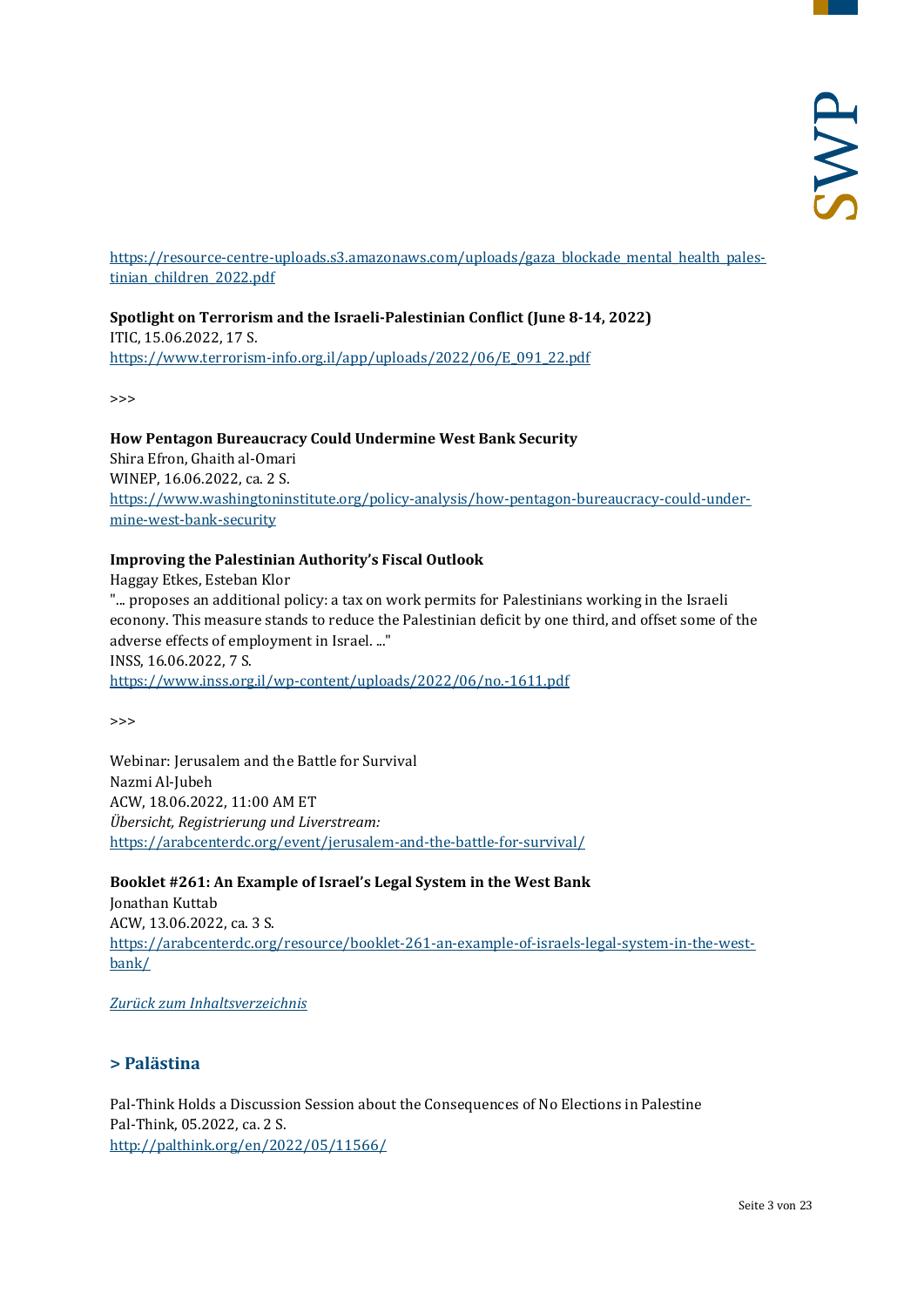https://resource-centre-uploads.s3.amazonaws.com/uploads/gaza_blockade_mental_health_palestinian_children_2022.pdf

**Spotlight on Terrorism and the Israeli-Palestinian Conflict (June 8-14, 2022)**
ITIC, 15.06.2022, 17 S.
https://www.terrorism-info.org.il/app/uploads/2022/06/E_091_22.pdf

>>>

**How Pentagon Bureaucracy Could Undermine West Bank Security**
Shira Efron, Ghaith al-Omari
WINEP, 16.06.2022, ca. 2 S.
https://www.washingtoninstitute.org/policy-analysis/how-pentagon-bureaucracy-could-undermine-west-bank-security

**Improving the Palestinian Authority's Fiscal Outlook**
Haggay Etkes, Esteban Klor
"... proposes an additional policy: a tax on work permits for Palestinians working in the Israeli econony. This measure stands to reduce the Palestinian deficit by one third, and offset some of the adverse effects of employment in Israel. ..."
INSS, 16.06.2022, 7 S.
https://www.inss.org.il/wp-content/uploads/2022/06/no.-1611.pdf

>>>

Webinar: Jerusalem and the Battle for Survival
Nazmi Al-Jubeh
ACW, 18.06.2022, 11:00 AM ET
*Übersicht, Registrierung und Liverstream:*
https://arabcenterdc.org/event/jerusalem-and-the-battle-for-survival/

**Booklet #261: An Example of Israel's Legal System in the West Bank**
Jonathan Kuttab
ACW, 13.06.2022, ca. 3 S.
https://arabcenterdc.org/resource/booklet-261-an-example-of-israels-legal-system-in-the-west-bank/

*Zurück zum Inhaltsverzeichnis*

## > Palästina

Pal-Think Holds a Discussion Session about the Consequences of No Elections in Palestine
Pal-Think, 05.2022, ca. 2 S.
http://palthink.org/en/2022/05/11566/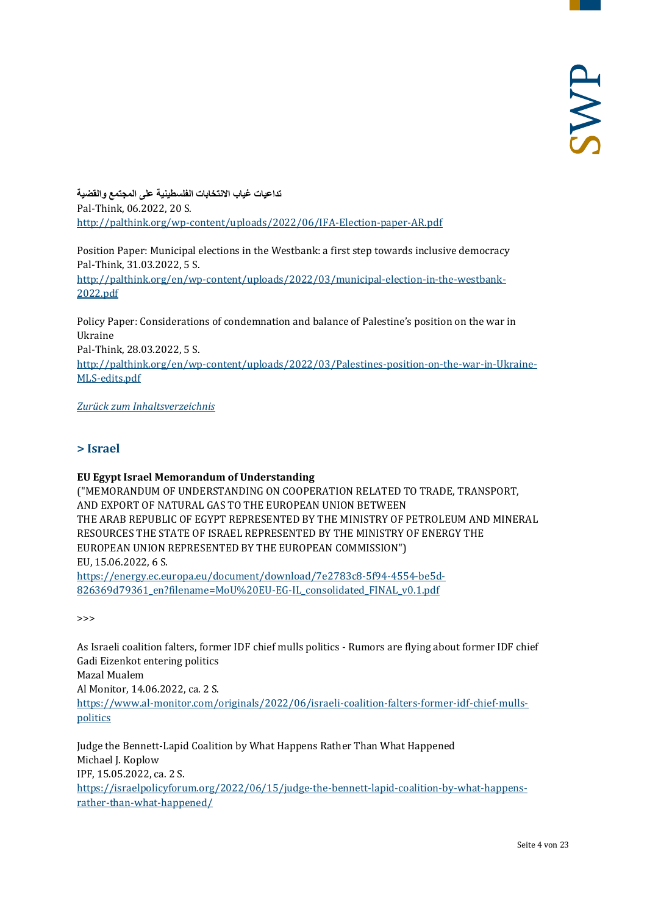**تداعيات غياب الانتخابات الفلسطينية على المجتمع والقضية**
Pal-Think, 06.2022, 20 S.
http://palthink.org/wp-content/uploads/2022/06/IFA-Election-paper-AR.pdf

Position Paper: Municipal elections in the Westbank: a first step towards inclusive democracy
Pal-Think, 31.03.2022, 5 S.
http://palthink.org/en/wp-content/uploads/2022/03/municipal-election-in-the-westbank-2022.pdf

Policy Paper: Considerations of condemnation and balance of Palestine's position on the war in Ukraine
Pal-Think, 28.03.2022, 5 S.
http://palthink.org/en/wp-content/uploads/2022/03/Palestines-position-on-the-war-in-Ukraine-MLS-edits.pdf

*Zurück zum Inhaltsverzeichnis*

## > Israel

**EU Egypt Israel Memorandum of Understanding**
("MEMORANDUM OF UNDERSTANDING ON COOPERATION RELATED TO TRADE, TRANSPORT, AND EXPORT OF NATURAL GAS TO THE EUROPEAN UNION BETWEEN THE ARAB REPUBLIC OF EGYPT REPRESENTED BY THE MINISTRY OF PETROLEUM AND MINERAL RESOURCES THE STATE OF ISRAEL REPRESENTED BY THE MINISTRY OF ENERGY THE EUROPEAN UNION REPRESENTED BY THE EUROPEAN COMMISSION")
EU, 15.06.2022, 6 S.
https://energy.ec.europa.eu/document/download/7e2783c8-5f94-4554-be5d-826369d79361_en?filename=MoU%20EU-EG-IL_consolidated_FINAL_v0.1.pdf

>>>

As Israeli coalition falters, former IDF chief mulls politics - Rumors are flying about former IDF chief Gadi Eizenkot entering politics
Mazal Mualem
Al Monitor, 14.06.2022, ca. 2 S.
https://www.al-monitor.com/originals/2022/06/israeli-coalition-falters-former-idf-chief-mulls-politics

Judge the Bennett-Lapid Coalition by What Happens Rather Than What Happened
Michael J. Koplow
IPF, 15.05.2022, ca. 2 S.
https://israelpolicyforum.org/2022/06/15/judge-the-bennett-lapid-coalition-by-what-happens-rather-than-what-happened/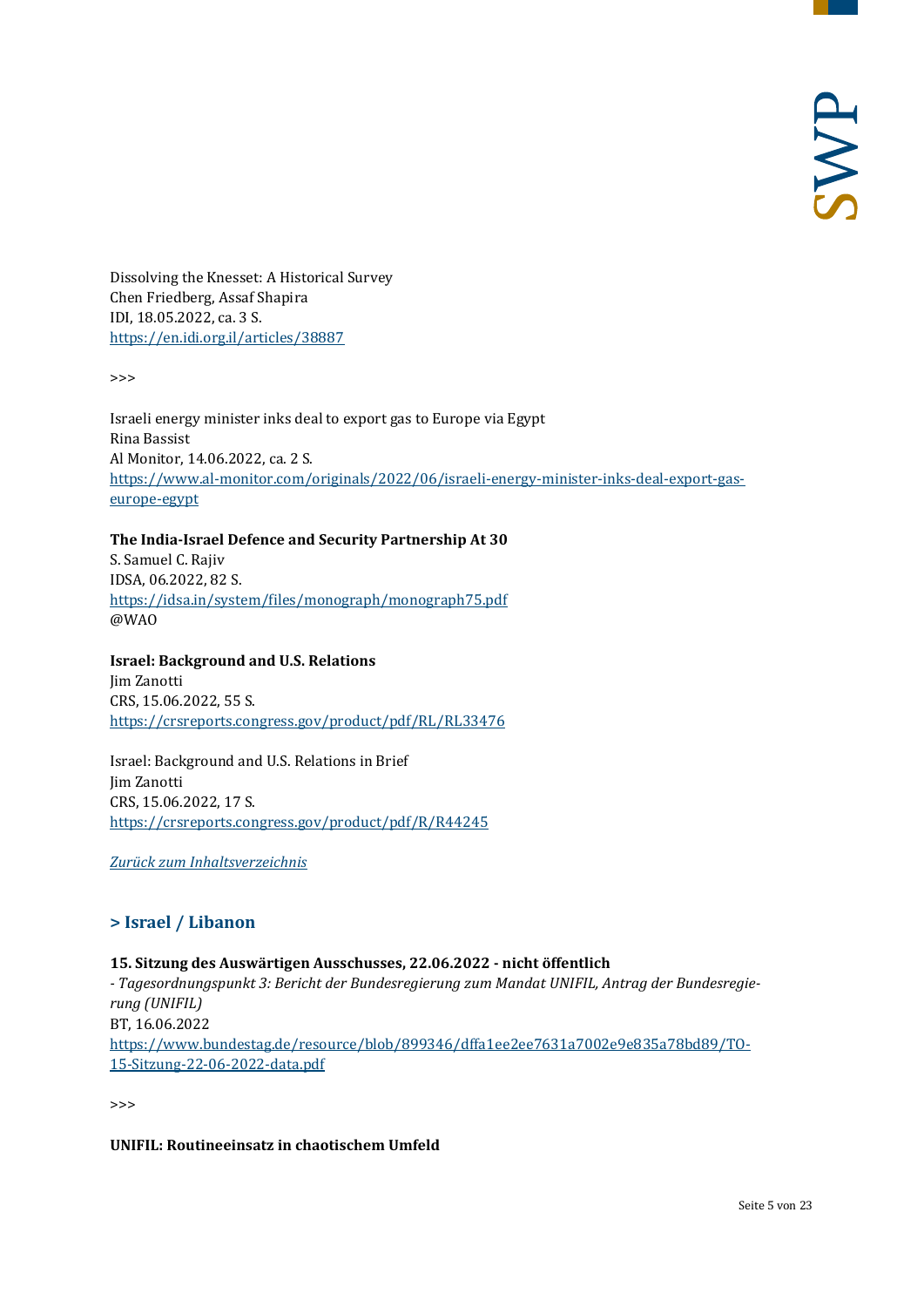Dissolving the Knesset: A Historical Survey
Chen Friedberg, Assaf Shapira
IDI, 18.05.2022, ca. 3 S.
[https://en.idi.org.il/articles/38887](https://en.idi.org.il/articles/38887)

>>>

Israeli energy minister inks deal to export gas to Europe via Egypt
Rina Bassist
Al Monitor, 14.06.2022, ca. 2 S.
[https://www.al-monitor.com/originals/2022/06/israeli-energy-minister-inks-deal-export-gas-europe-egypt](https://www.al-monitor.com/originals/2022/06/israeli-energy-minister-inks-deal-export-gas-europe-egypt)

**The India-Israel Defence and Security Partnership At 30**
S. Samuel C. Rajiv
IDSA, 06.2022, 82 S.
[https://idsa.in/system/files/monograph/monograph75.pdf](https://idsa.in/system/files/monograph/monograph75.pdf)
@WAO

**Israel: Background and U.S. Relations**
Jim Zanotti
CRS, 15.06.2022, 55 S.
[https://crsreports.congress.gov/product/pdf/RL/RL33476](https://crsreports.congress.gov/product/pdf/RL/RL33476)

Israel: Background and U.S. Relations in Brief
Jim Zanotti
CRS, 15.06.2022, 17 S.
[https://crsreports.congress.gov/product/pdf/R/R44245](https://crsreports.congress.gov/product/pdf/R/R44245)

*Zurück zum Inhaltsverzeichnis*

## > Israel / Libanon

**15. Sitzung des Auswärtigen Ausschusses, 22.06.2022 - nicht öffentlich**
*- Tagesordnungspunkt 3: Bericht der Bundesregierung zum Mandat UNIFIL, Antrag der Bundesregierung (UNIFIL)*
BT, 16.06.2022
[https://www.bundestag.de/resource/blob/899346/dffa1ee2ee7631a7002e9e835a78bd89/TO-15-Sitzung-22-06-2022-data.pdf](https://www.bundestag.de/resource/blob/899346/dffa1ee2ee7631a7002e9e835a78bd89/TO-15-Sitzung-22-06-2022-data.pdf)

>>>

**UNIFIL: Routineeinsatz in chaotischem Umfeld**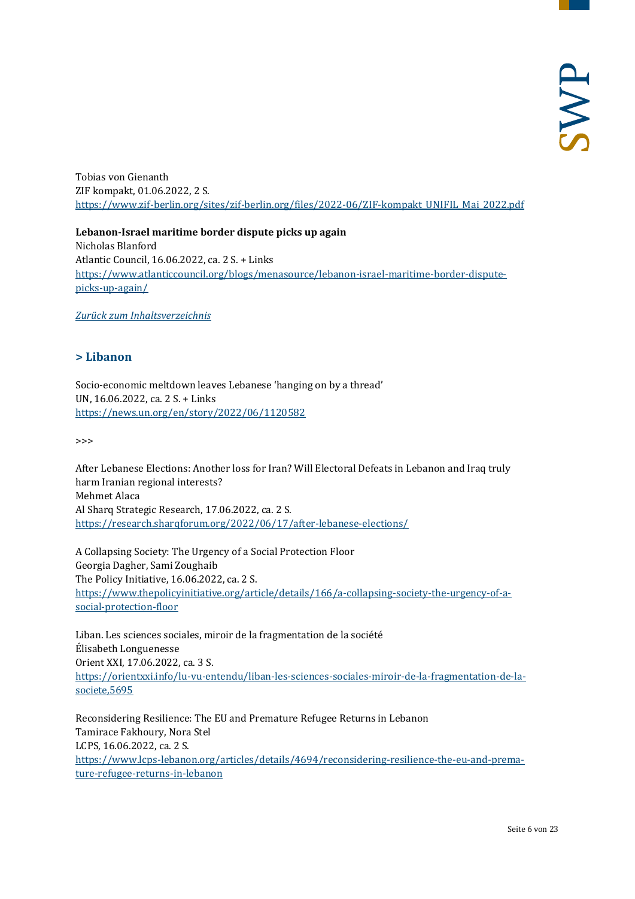Tobias von Gienanth
ZIF kompakt, 01.06.2022, 2 S.
[https://www.zif-berlin.org/sites/zif-berlin.org/files/2022-06/ZIF-kompakt_UNIFIL_Mai_2022.pdf](https://www.zif-berlin.org/sites/zif-berlin.org/files/2022-06/ZIF-kompakt_UNIFIL_Mai_2022.pdf)

**Lebanon-Israel maritime border dispute picks up again**
Nicholas Blanford
Atlantic Council, 16.06.2022, ca. 2 S. + Links
[https://www.atlanticcouncil.org/blogs/menasource/lebanon-israel-maritime-border-dispute-picks-up-again/](https://www.atlanticcouncil.org/blogs/menasource/lebanon-israel-maritime-border-dispute-picks-up-again/)

*Zurück zum Inhaltsverzeichnis*

## > Libanon

Socio-economic meltdown leaves Lebanese 'hanging on by a thread'
UN, 16.06.2022, ca. 2 S. + Links
[https://news.un.org/en/story/2022/06/1120582](https://news.un.org/en/story/2022/06/1120582)

>>>

After Lebanese Elections: Another loss for Iran? Will Electoral Defeats in Lebanon and Iraq truly harm Iranian regional interests?
Mehmet Alaca
Al Sharq Strategic Research, 17.06.2022, ca. 2 S.
[https://research.sharqforum.org/2022/06/17/after-lebanese-elections/](https://research.sharqforum.org/2022/06/17/after-lebanese-elections/)

A Collapsing Society: The Urgency of a Social Protection Floor
Georgia Dagher, Sami Zoughaib
The Policy Initiative, 16.06.2022, ca. 2 S.
[https://www.thepolicyinitiative.org/article/details/166/a-collapsing-society-the-urgency-of-a-social-protection-floor](https://www.thepolicyinitiative.org/article/details/166/a-collapsing-society-the-urgency-of-a-social-protection-floor)

Liban. Les sciences sociales, miroir de la fragmentation de la société
Élisabeth Longuenesse
Orient XXI, 17.06.2022, ca. 3 S.
[https://orientxxi.info/lu-vu-entendu/liban-les-sciences-sociales-miroir-de-la-fragmentation-de-la-societe,5695](https://orientxxi.info/lu-vu-entendu/liban-les-sciences-sociales-miroir-de-la-fragmentation-de-la-societe,5695)

Reconsidering Resilience: The EU and Premature Refugee Returns in Lebanon
Tamirace Fakhoury, Nora Stel
LCPS, 16.06.2022, ca. 2 S.
[https://www.lcps-lebanon.org/articles/details/4694/reconsidering-resilience-the-eu-and-premature-refugee-returns-in-lebanon](https://www.lcps-lebanon.org/articles/details/4694/reconsidering-resilience-the-eu-and-premature-refugee-returns-in-lebanon)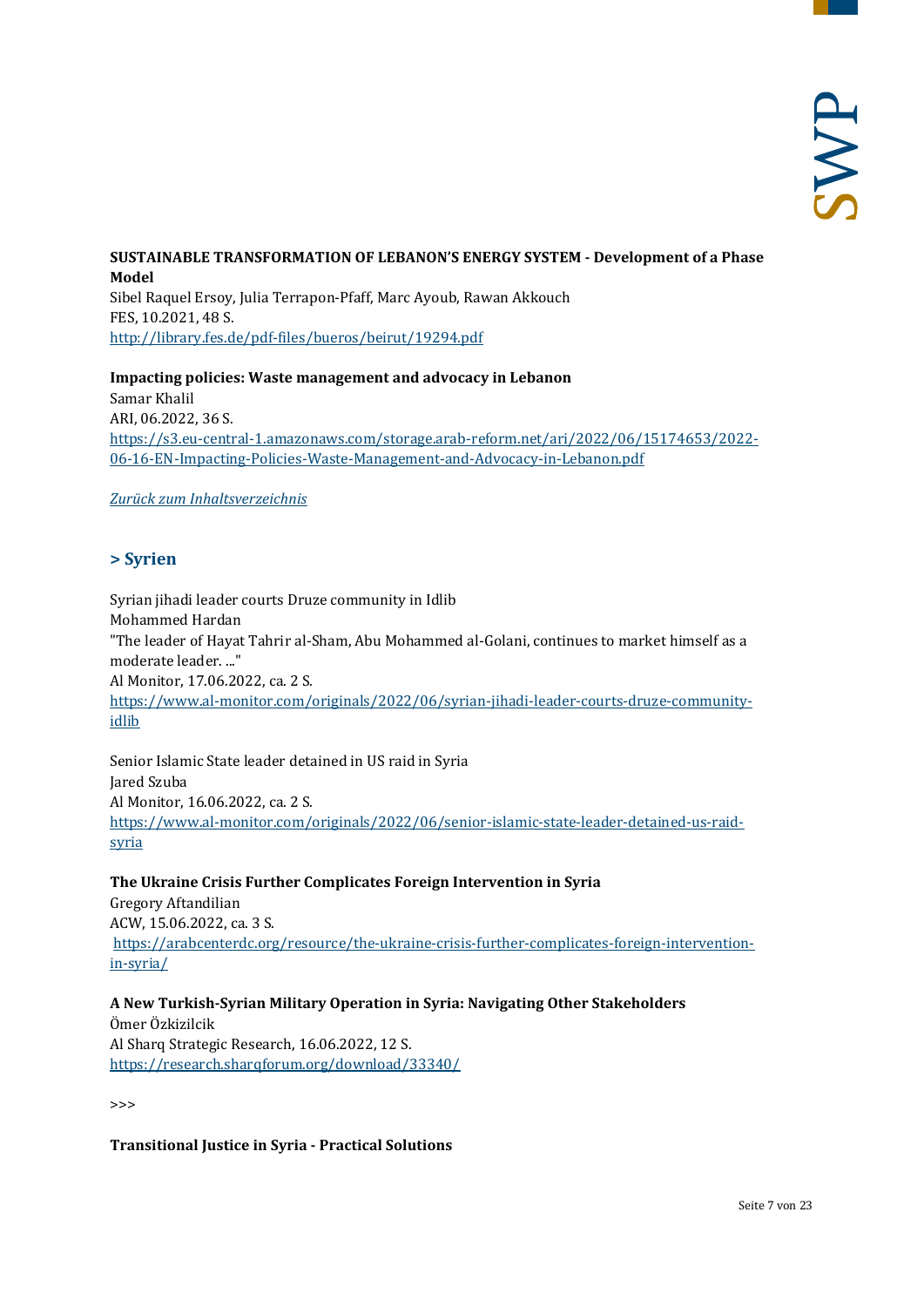**SUSTAINABLE TRANSFORMATION OF LEBANON'S ENERGY SYSTEM - Development of a Phase Model**
Sibel Raquel Ersoy, Julia Terrapon-Pfaff, Marc Ayoub, Rawan Akkouch
FES, 10.2021, 48 S.
http://library.fes.de/pdf-files/bueros/beirut/19294.pdf

**Impacting policies: Waste management and advocacy in Lebanon**
Samar Khalil
ARI, 06.2022, 36 S.
https://s3.eu-central-1.amazonaws.com/storage.arab-reform.net/ari/2022/06/15174653/2022-06-16-EN-Impacting-Policies-Waste-Management-and-Advocacy-in-Lebanon.pdf

*Zurück zum Inhaltsverzeichnis*

## > Syrien

Syrian jihadi leader courts Druze community in Idlib
Mohammed Hardan
"The leader of Hayat Tahrir al-Sham, Abu Mohammed al-Golani, continues to market himself as a moderate leader. ..."
Al Monitor, 17.06.2022, ca. 2 S.
https://www.al-monitor.com/originals/2022/06/syrian-jihadi-leader-courts-druze-community-idlib

Senior Islamic State leader detained in US raid in Syria
Jared Szuba
Al Monitor, 16.06.2022, ca. 2 S.
https://www.al-monitor.com/originals/2022/06/senior-islamic-state-leader-detained-us-raid-syria

**The Ukraine Crisis Further Complicates Foreign Intervention in Syria**
Gregory Aftandilian
ACW, 15.06.2022, ca. 3 S.
https://arabcenterdc.org/resource/the-ukraine-crisis-further-complicates-foreign-intervention-in-syria/

**A New Turkish-Syrian Military Operation in Syria: Navigating Other Stakeholders**
Ömer Özkizilcik
Al Sharq Strategic Research, 16.06.2022, 12 S.
https://research.sharqforum.org/download/33340/

>>>

**Transitional Justice in Syria - Practical Solutions**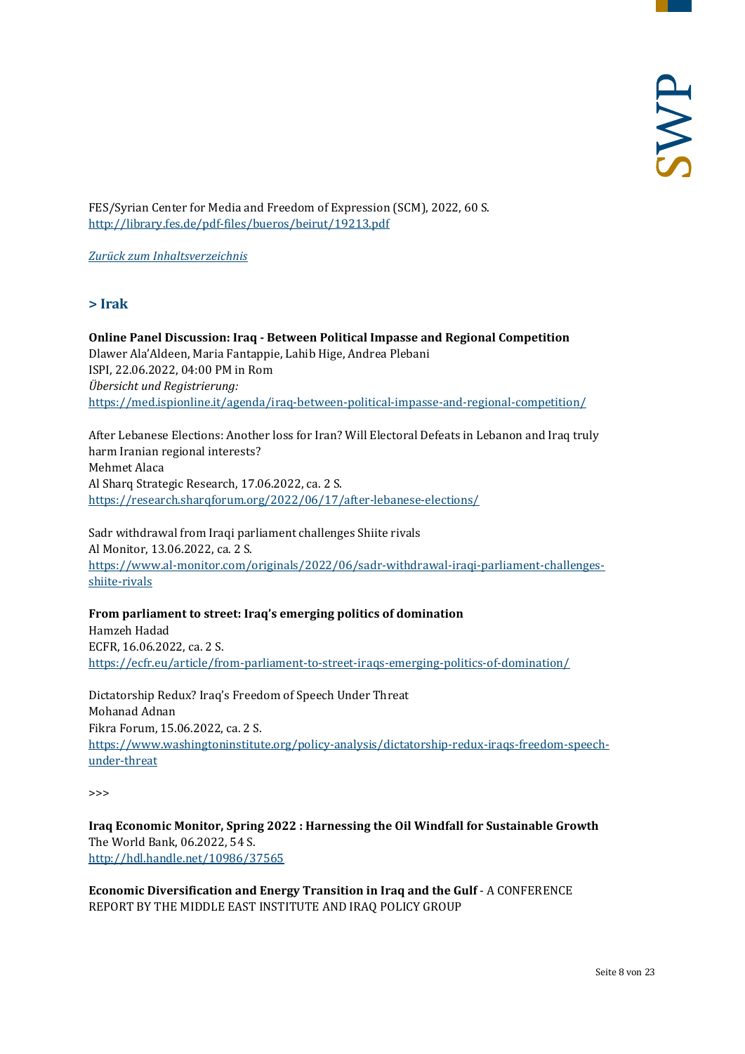FES/Syrian Center for Media and Freedom of Expression (SCM), 2022, 60 S.
http://library.fes.de/pdf-files/bueros/beirut/19213.pdf

*Zurück zum Inhaltsverzeichnis*

## > Irak

**Online Panel Discussion: Iraq - Between Political Impasse and Regional Competition**
Dlawer Ala'Aldeen, Maria Fantappie, Lahib Hige, Andrea Plebani
ISPI, 22.06.2022, 04:00 PM in Rom
*Übersicht und Registrierung:*
https://med.ispionline.it/agenda/iraq-between-political-impasse-and-regional-competition/

After Lebanese Elections: Another loss for Iran? Will Electoral Defeats in Lebanon and Iraq truly harm Iranian regional interests?
Mehmet Alaca
Al Sharq Strategic Research, 17.06.2022, ca. 2 S.
https://research.sharqforum.org/2022/06/17/after-lebanese-elections/

Sadr withdrawal from Iraqi parliament challenges Shiite rivals
Al Monitor, 13.06.2022, ca. 2 S.
https://www.al-monitor.com/originals/2022/06/sadr-withdrawal-iraqi-parliament-challenges-shiite-rivals

**From parliament to street: Iraq's emerging politics of domination**
Hamzeh Hadad
ECFR, 16.06.2022, ca. 2 S.
https://ecfr.eu/article/from-parliament-to-street-iraqs-emerging-politics-of-domination/

Dictatorship Redux? Iraq's Freedom of Speech Under Threat
Mohanad Adnan
Fikra Forum, 15.06.2022, ca. 2 S.
https://www.washingtoninstitute.org/policy-analysis/dictatorship-redux-iraqs-freedom-speech-under-threat

>>>

**Iraq Economic Monitor, Spring 2022 : Harnessing the Oil Windfall for Sustainable Growth**
The World Bank, 06.2022, 54 S.
http://hdl.handle.net/10986/37565

**Economic Diversification and Energy Transition in Iraq and the Gulf** - A CONFERENCE REPORT BY THE MIDDLE EAST INSTITUTE AND IRAQ POLICY GROUP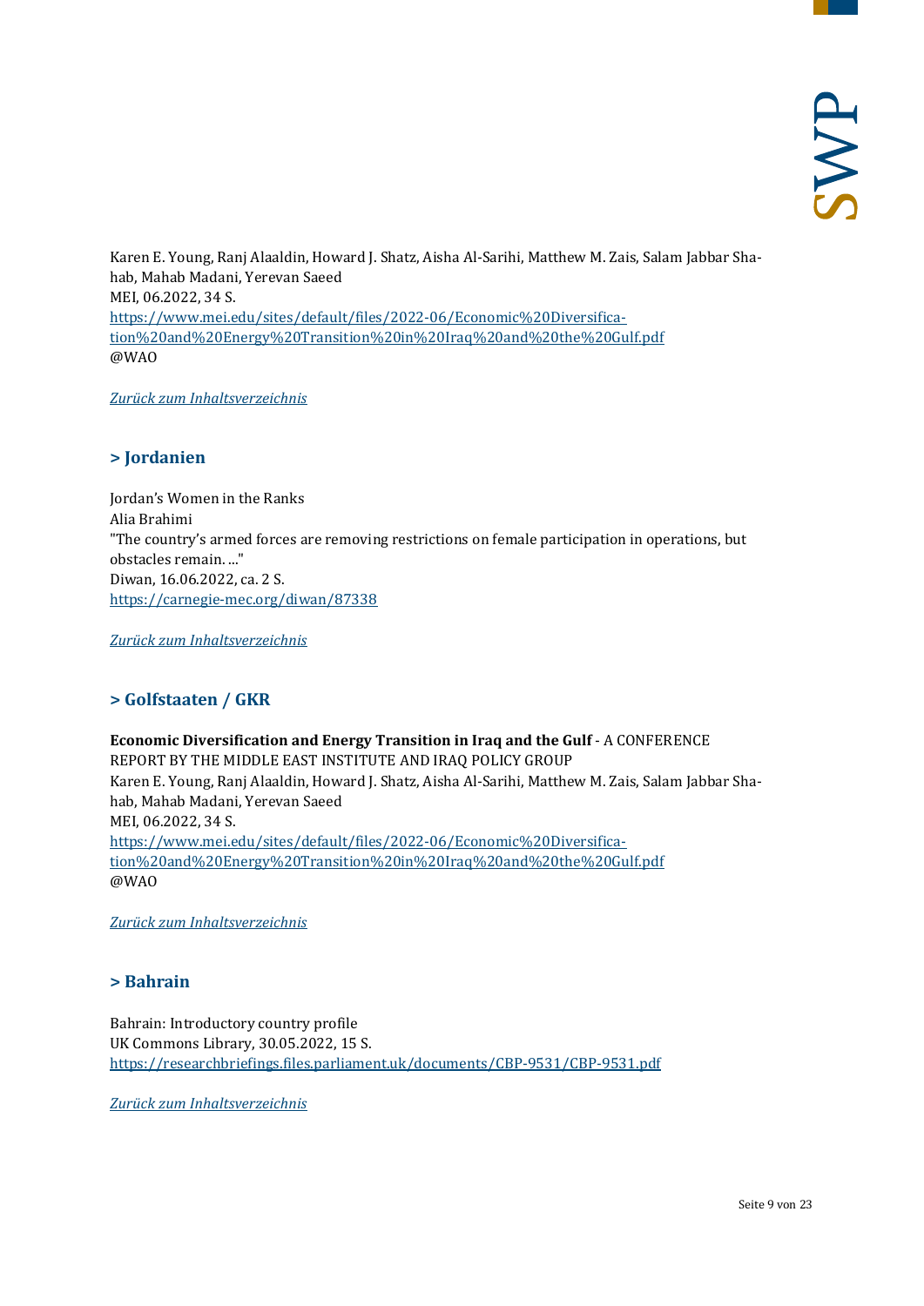Karen E. Young, Ranj Alaaldin, Howard J. Shatz, Aisha Al-Sarihi, Matthew M. Zais, Salam Jabbar Shahab, Mahab Madani, Yerevan Saeed
MEI, 06.2022, 34 S.
https://www.mei.edu/sites/default/files/2022-06/Economic%20Diversification%20and%20Energy%20Transition%20in%20Iraq%20and%20the%20Gulf.pdf
@WAO

*Zurück zum Inhaltsverzeichnis*

## > Jordanien

Jordan's Women in the Ranks
Alia Brahimi
"The country's armed forces are removing restrictions on female participation in operations, but obstacles remain. ..."
Diwan, 16.06.2022, ca. 2 S.
https://carnegie-mec.org/diwan/87338

*Zurück zum Inhaltsverzeichnis*

## > Golfstaaten / GKR

**Economic Diversification and Energy Transition in Iraq and the Gulf** - A CONFERENCE REPORT BY THE MIDDLE EAST INSTITUTE AND IRAQ POLICY GROUP
Karen E. Young, Ranj Alaaldin, Howard J. Shatz, Aisha Al-Sarihi, Matthew M. Zais, Salam Jabbar Shahab, Mahab Madani, Yerevan Saeed
MEI, 06.2022, 34 S.
https://www.mei.edu/sites/default/files/2022-06/Economic%20Diversification%20and%20Energy%20Transition%20in%20Iraq%20and%20the%20Gulf.pdf
@WAO

*Zurück zum Inhaltsverzeichnis*

## > Bahrain

Bahrain: Introductory country profile
UK Commons Library, 30.05.2022, 15 S.
https://researchbriefings.files.parliament.uk/documents/CBP-9531/CBP-9531.pdf

*Zurück zum Inhaltsverzeichnis*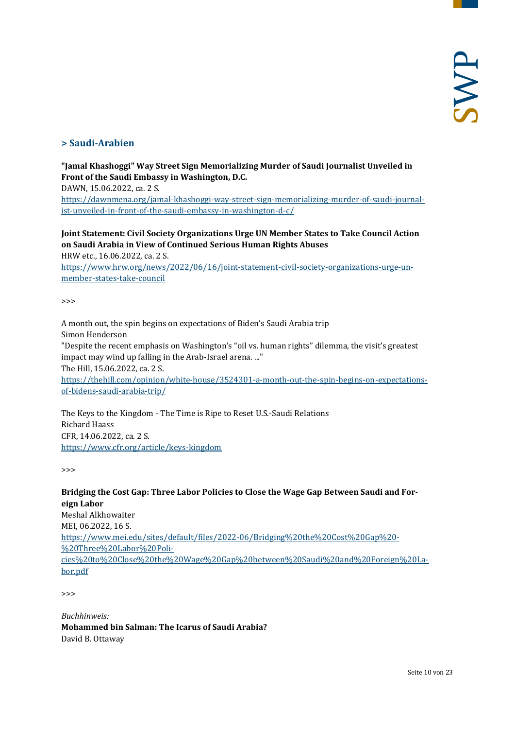## > Saudi-Arabien

**"Jamal Khashoggi" Way Street Sign Memorializing Murder of Saudi Journalist Unveiled in Front of the Saudi Embassy in Washington, D.C.**
DAWN, 15.06.2022, ca. 2 S.
[https://dawnmena.org/jamal-khashoggi-way-street-sign-memorializing-murder-of-saudi-journalist-unveiled-in-front-of-the-saudi-embassy-in-washington-d-c/](https://dawnmena.org/jamal-khashoggi-way-street-sign-memorializing-murder-of-saudi-journalist-unveiled-in-front-of-the-saudi-embassy-in-washington-d-c/)

**Joint Statement: Civil Society Organizations Urge UN Member States to Take Council Action on Saudi Arabia in View of Continued Serious Human Rights Abuses**
HRW etc., 16.06.2022, ca. 2 S.
[https://www.hrw.org/news/2022/06/16/joint-statement-civil-society-organizations-urge-un-member-states-take-council](https://www.hrw.org/news/2022/06/16/joint-statement-civil-society-organizations-urge-un-member-states-take-council)

>>>

A month out, the spin begins on expectations of Biden's Saudi Arabia trip
Simon Henderson
"Despite the recent emphasis on Washington's "oil vs. human rights" dilemma, the visit's greatest impact may wind up falling in the Arab-Israel arena. ..."
The Hill, 15.06.2022, ca. 2 S.
[https://thehill.com/opinion/white-house/3524301-a-month-out-the-spin-begins-on-expectations-of-bidens-saudi-arabia-trip/](https://thehill.com/opinion/white-house/3524301-a-month-out-the-spin-begins-on-expectations-of-bidens-saudi-arabia-trip/)

The Keys to the Kingdom - The Time is Ripe to Reset U.S.-Saudi Relations
Richard Haass
CFR, 14.06.2022, ca. 2 S.
[https://www.cfr.org/article/keys-kingdom](https://www.cfr.org/article/keys-kingdom)

>>>

**Bridging the Cost Gap: Three Labor Policies to Close the Wage Gap Between Saudi and Foreign Labor**
Meshal Alkhowaiter
MEI, 06.2022, 16 S.
[https://www.mei.edu/sites/default/files/2022-06/Bridging%20the%20Cost%20Gap%20-%20Three%20Labor%20Policies%20to%20Close%20the%20Wage%20Gap%20between%20Saudi%20and%20Foreign%20Labor.pdf](https://www.mei.edu/sites/default/files/2022-06/Bridging%20the%20Cost%20Gap%20-%20Three%20Labor%20Policies%20to%20Close%20the%20Wage%20Gap%20between%20Saudi%20and%20Foreign%20Labor.pdf)

>>>

*Buchhinweis:*
**Mohammed bin Salman: The Icarus of Saudi Arabia?**
David B. Ottaway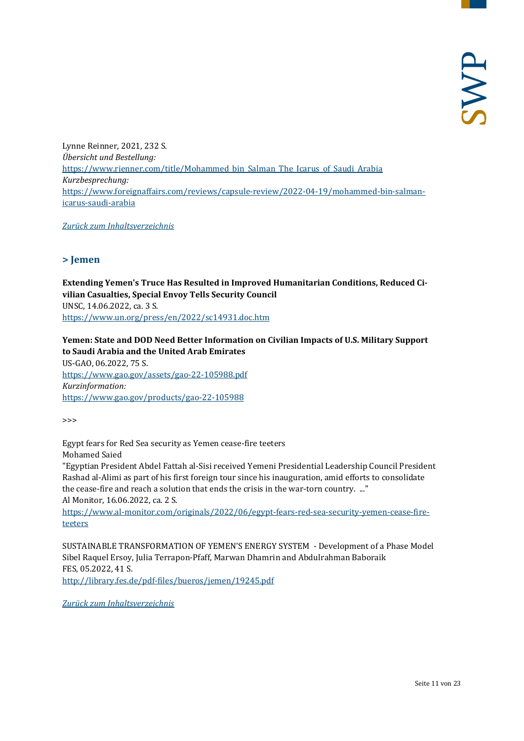Lynne Reinner, 2021, 232 S.
*Übersicht und Bestellung:*
[https://www.rienner.com/title/Mohammed_bin_Salman_The_Icarus_of_Saudi_Arabia](https://www.rienner.com/title/Mohammed_bin_Salman_The_Icarus_of_Saudi_Arabia)
*Kurzbesprechung:*
[https://www.foreignaffairs.com/reviews/capsule-review/2022-04-19/mohammed-bin-salman-icarus-saudi-arabia](https://www.foreignaffairs.com/reviews/capsule-review/2022-04-19/mohammed-bin-salman-icarus-saudi-arabia)

*Zurück zum Inhaltsverzeichnis*

## > Jemen

**Extending Yemen's Truce Has Resulted in Improved Humanitarian Conditions, Reduced Civilian Casualties, Special Envoy Tells Security Council**
UNSC, 14.06.2022, ca. 3 S.
[https://www.un.org/press/en/2022/sc14931.doc.htm](https://www.un.org/press/en/2022/sc14931.doc.htm)

**Yemen: State and DOD Need Better Information on Civilian Impacts of U.S. Military Support to Saudi Arabia and the United Arab Emirates**
US-GAO, 06.2022, 75 S.
[https://www.gao.gov/assets/gao-22-105988.pdf](https://www.gao.gov/assets/gao-22-105988.pdf)
*Kurzinformation:*
[https://www.gao.gov/products/gao-22-105988](https://www.gao.gov/products/gao-22-105988)

>>>

Egypt fears for Red Sea security as Yemen cease-fire teeters
Mohamed Saied
"Egyptian President Abdel Fattah al-Sisi received Yemeni Presidential Leadership Council President Rashad al-Alimi as part of his first foreign tour since his inauguration, amid efforts to consolidate the cease-fire and reach a solution that ends the crisis in the war-torn country. ..."
Al Monitor, 16.06.2022, ca. 2 S.
[https://www.al-monitor.com/originals/2022/06/egypt-fears-red-sea-security-yemen-cease-fire-teeters](https://www.al-monitor.com/originals/2022/06/egypt-fears-red-sea-security-yemen-cease-fire-teeters)

SUSTAINABLE TRANSFORMATION OF YEMEN'S ENERGY SYSTEM - Development of a Phase Model
Sibel Raquel Ersoy, Julia Terrapon-Pfaff, Marwan Dhamrin and Abdulrahman Baboraik
FES, 05.2022, 41 S.
[http://library.fes.de/pdf-files/bueros/jemen/19245.pdf](http://library.fes.de/pdf-files/bueros/jemen/19245.pdf)

*Zurück zum Inhaltsverzeichnis*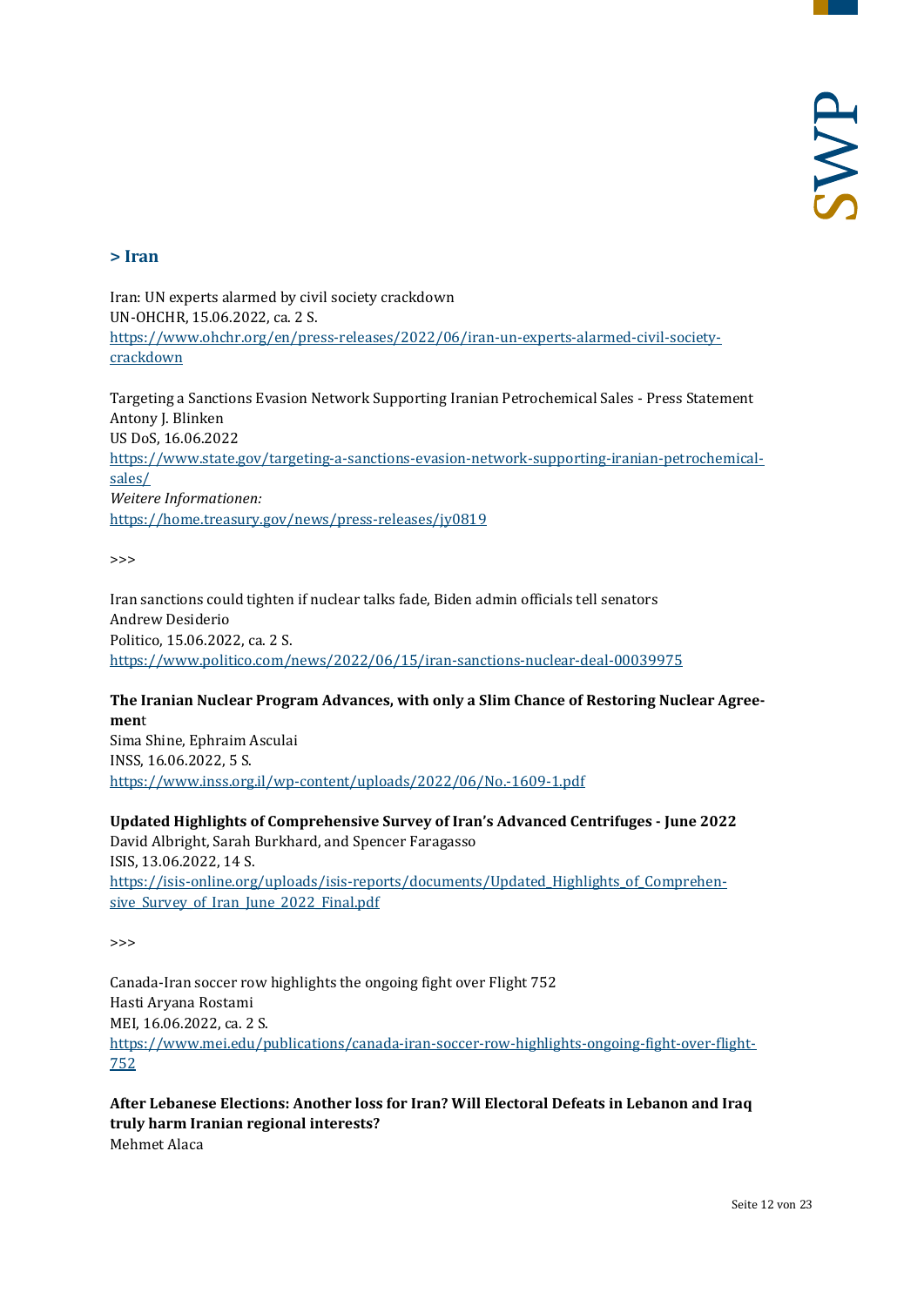## > Iran

Iran: UN experts alarmed by civil society crackdown
UN-OHCHR, 15.06.2022, ca. 2 S.
https://www.ohchr.org/en/press-releases/2022/06/iran-un-experts-alarmed-civil-society-crackdown

Targeting a Sanctions Evasion Network Supporting Iranian Petrochemical Sales - Press Statement
Antony J. Blinken
US DoS, 16.06.2022
https://www.state.gov/targeting-a-sanctions-evasion-network-supporting-iranian-petrochemical-sales/
*Weitere Informationen:*
https://home.treasury.gov/news/press-releases/jy0819

>>>

Iran sanctions could tighten if nuclear talks fade, Biden admin officials tell senators
Andrew Desiderio
Politico, 15.06.2022, ca. 2 S.
https://www.politico.com/news/2022/06/15/iran-sanctions-nuclear-deal-00039975

**The Iranian Nuclear Program Advances, with only a Slim Chance of Restoring Nuclear Agreement**
Sima Shine, Ephraim Asculai
INSS, 16.06.2022, 5 S.
https://www.inss.org.il/wp-content/uploads/2022/06/No.-1609-1.pdf

**Updated Highlights of Comprehensive Survey of Iran's Advanced Centrifuges - June 2022**
David Albright, Sarah Burkhard, and Spencer Faragasso
ISIS, 13.06.2022, 14 S.
https://isis-online.org/uploads/isis-reports/documents/Updated_Highlights_of_Comprehensive_Survey_of_Iran_June_2022_Final.pdf

>>>

Canada-Iran soccer row highlights the ongoing fight over Flight 752
Hasti Aryana Rostami
MEI, 16.06.2022, ca. 2 S.
https://www.mei.edu/publications/canada-iran-soccer-row-highlights-ongoing-fight-over-flight-752

**After Lebanese Elections: Another loss for Iran? Will Electoral Defeats in Lebanon and Iraq truly harm Iranian regional interests?**
Mehmet Alaca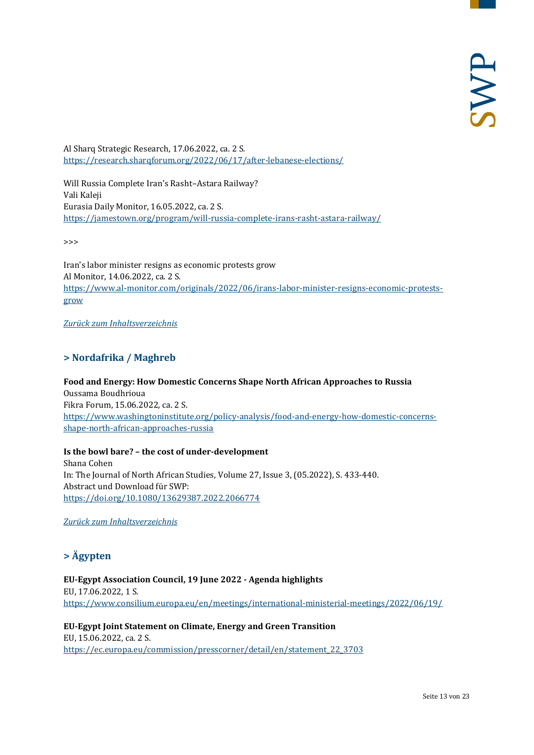Al Sharq Strategic Research, 17.06.2022, ca. 2 S.
https://research.sharqforum.org/2022/06/17/after-lebanese-elections/

Will Russia Complete Iran's Rasht–Astara Railway?
Vali Kaleji
Eurasia Daily Monitor, 16.05.2022, ca. 2 S.
https://jamestown.org/program/will-russia-complete-irans-rasht-astara-railway/

>>>

Iran's labor minister resigns as economic protests grow
Al Monitor, 14.06.2022, ca. 2 S.
https://www.al-monitor.com/originals/2022/06/irans-labor-minister-resigns-economic-protests-grow

*Zurück zum Inhaltsverzeichnis*

## > Nordafrika / Maghreb

**Food and Energy: How Domestic Concerns Shape North African Approaches to Russia**
Oussama Boudhrioua
Fikra Forum, 15.06.2022, ca. 2 S.
https://www.washingtoninstitute.org/policy-analysis/food-and-energy-how-domestic-concerns-shape-north-african-approaches-russia

**Is the bowl bare? – the cost of under-development**
Shana Cohen
In: The Journal of North African Studies, Volume 27, Issue 3, (05.2022), S. 433-440.
Abstract und Download für SWP:
https://doi.org/10.1080/13629387.2022.2066774

*Zurück zum Inhaltsverzeichnis*

## > Ägypten

**EU-Egypt Association Council, 19 June 2022 - Agenda highlights**
EU, 17.06.2022, 1 S.
https://www.consilium.europa.eu/en/meetings/international-ministerial-meetings/2022/06/19/

**EU-Egypt Joint Statement on Climate, Energy and Green Transition**
EU, 15.06.2022, ca. 2 S.
https://ec.europa.eu/commission/presscorner/detail/en/statement_22_3703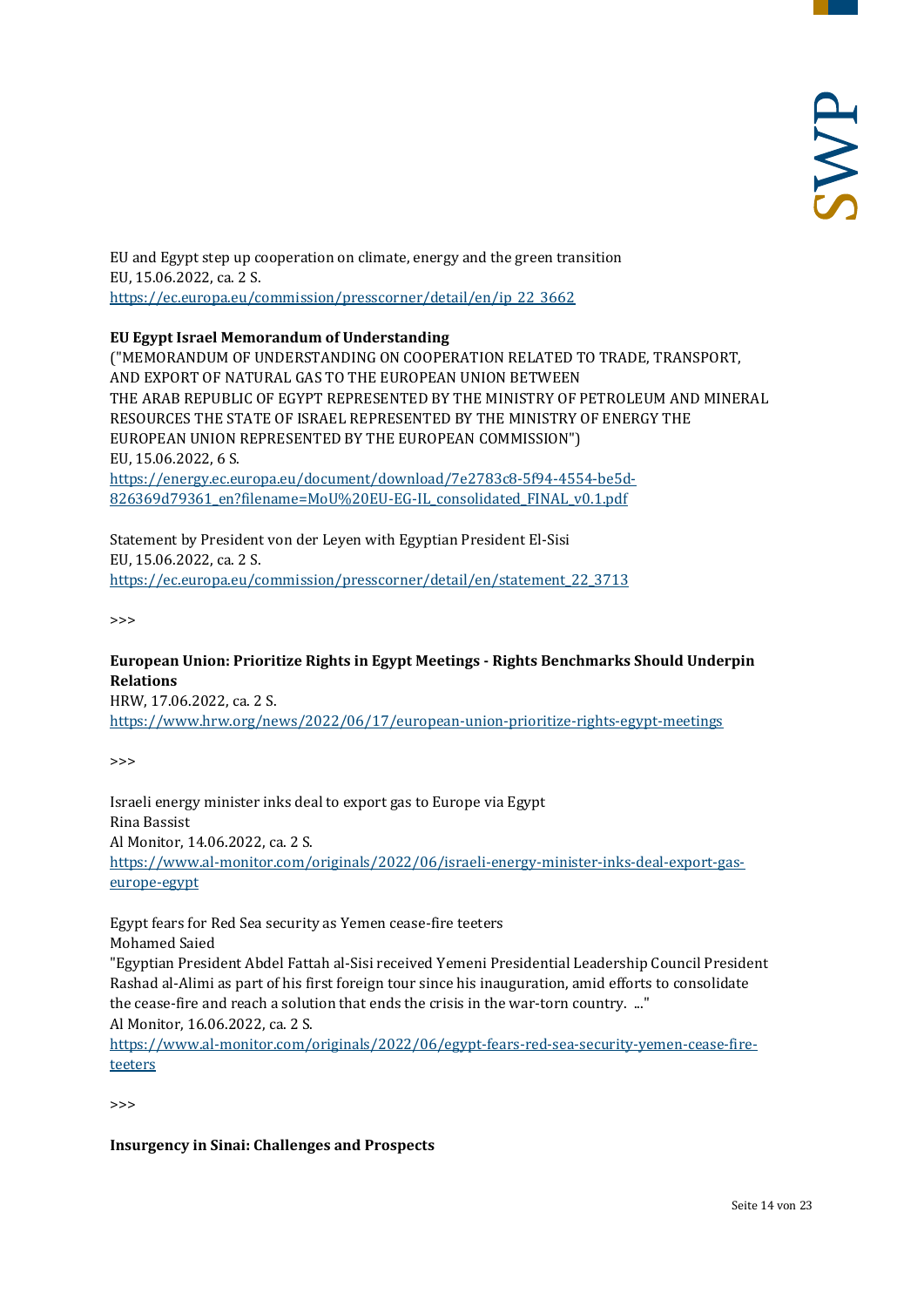EU and Egypt step up cooperation on climate, energy and the green transition
EU, 15.06.2022, ca. 2 S.
https://ec.europa.eu/commission/presscorner/detail/en/ip_22_3662

**EU Egypt Israel Memorandum of Understanding**
("MEMORANDUM OF UNDERSTANDING ON COOPERATION RELATED TO TRADE, TRANSPORT, AND EXPORT OF NATURAL GAS TO THE EUROPEAN UNION BETWEEN THE ARAB REPUBLIC OF EGYPT REPRESENTED BY THE MINISTRY OF PETROLEUM AND MINERAL RESOURCES THE STATE OF ISRAEL REPRESENTED BY THE MINISTRY OF ENERGY THE EUROPEAN UNION REPRESENTED BY THE EUROPEAN COMMISSION")
EU, 15.06.2022, 6 S.
https://energy.ec.europa.eu/document/download/7e2783c8-5f94-4554-be5d-826369d79361_en?filename=MoU%20EU-EG-IL_consolidated_FINAL_v0.1.pdf

Statement by President von der Leyen with Egyptian President El-Sisi
EU, 15.06.2022, ca. 2 S.
https://ec.europa.eu/commission/presscorner/detail/en/statement_22_3713

>>>

**European Union: Prioritize Rights in Egypt Meetings - Rights Benchmarks Should Underpin Relations**
HRW, 17.06.2022, ca. 2 S.
https://www.hrw.org/news/2022/06/17/european-union-prioritize-rights-egypt-meetings

>>>

Israeli energy minister inks deal to export gas to Europe via Egypt
Rina Bassist
Al Monitor, 14.06.2022, ca. 2 S.
https://www.al-monitor.com/originals/2022/06/israeli-energy-minister-inks-deal-export-gas-europe-egypt

Egypt fears for Red Sea security as Yemen cease-fire teeters
Mohamed Saied
"Egyptian President Abdel Fattah al-Sisi received Yemeni Presidential Leadership Council President Rashad al-Alimi as part of his first foreign tour since his inauguration, amid efforts to consolidate the cease-fire and reach a solution that ends the crisis in the war-torn country. ..."
Al Monitor, 16.06.2022, ca. 2 S.
https://www.al-monitor.com/originals/2022/06/egypt-fears-red-sea-security-yemen-cease-fire-teeters

>>>

**Insurgency in Sinai: Challenges and Prospects**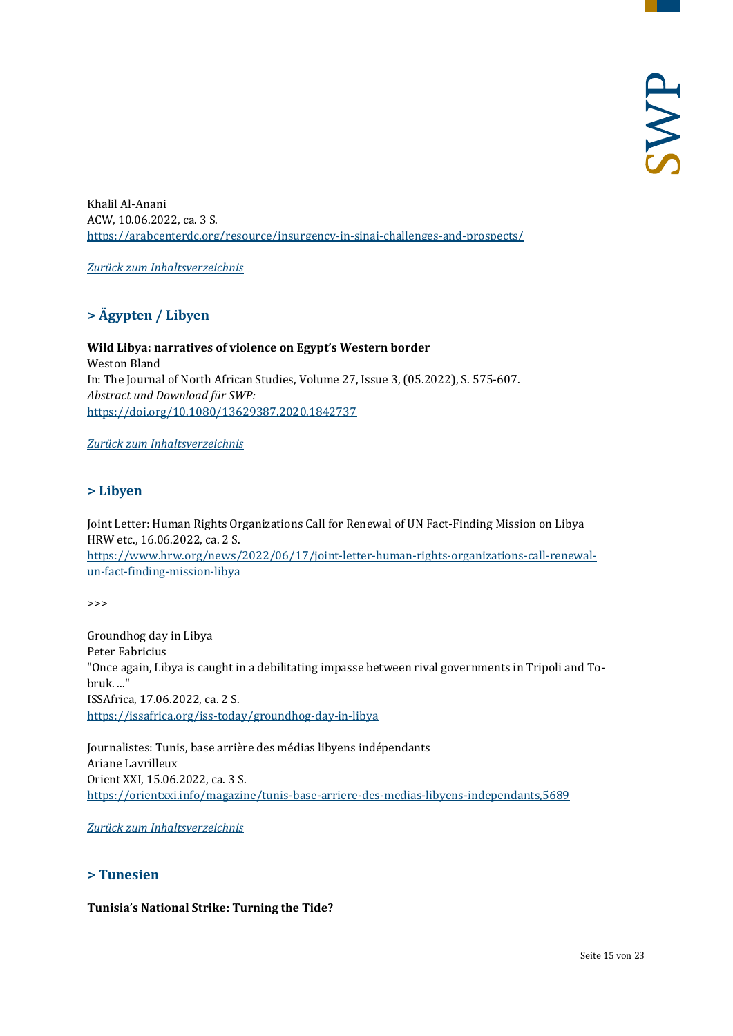Khalil Al-Anani
ACW, 10.06.2022, ca. 3 S.
[https://arabcenterdc.org/resource/insurgency-in-sinai-challenges-and-prospects/](https://arabcenterdc.org/resource/insurgency-in-sinai-challenges-and-prospects/)

*Zurück zum Inhaltsverzeichnis*

## > Ägypten / Libyen

**Wild Libya: narratives of violence on Egypt's Western border**
Weston Bland
In: The Journal of North African Studies, Volume 27, Issue 3, (05.2022), S. 575-607.
*Abstract und Download für SWP:*
[https://doi.org/10.1080/13629387.2020.1842737](https://doi.org/10.1080/13629387.2020.1842737)

*Zurück zum Inhaltsverzeichnis*

## > Libyen

Joint Letter: Human Rights Organizations Call for Renewal of UN Fact-Finding Mission on Libya
HRW etc., 16.06.2022, ca. 2 S.
[https://www.hrw.org/news/2022/06/17/joint-letter-human-rights-organizations-call-renewal-un-fact-finding-mission-libya](https://www.hrw.org/news/2022/06/17/joint-letter-human-rights-organizations-call-renewal-un-fact-finding-mission-libya)

>>>

Groundhog day in Libya
Peter Fabricius
"Once again, Libya is caught in a debilitating impasse between rival governments in Tripoli and Tobruk. ..."
ISSAfrica, 17.06.2022, ca. 2 S.
[https://issafrica.org/iss-today/groundhog-day-in-libya](https://issafrica.org/iss-today/groundhog-day-in-libya)

Journalistes: Tunis, base arrière des médias libyens indépendants
Ariane Lavrilleux
Orient XXI, 15.06.2022, ca. 3 S.
[https://orientxxi.info/magazine/tunis-base-arriere-des-medias-libyens-independants,5689](https://orientxxi.info/magazine/tunis-base-arriere-des-medias-libyens-independants,5689)

*Zurück zum Inhaltsverzeichnis*

## > Tunesien

**Tunisia's National Strike: Turning the Tide?**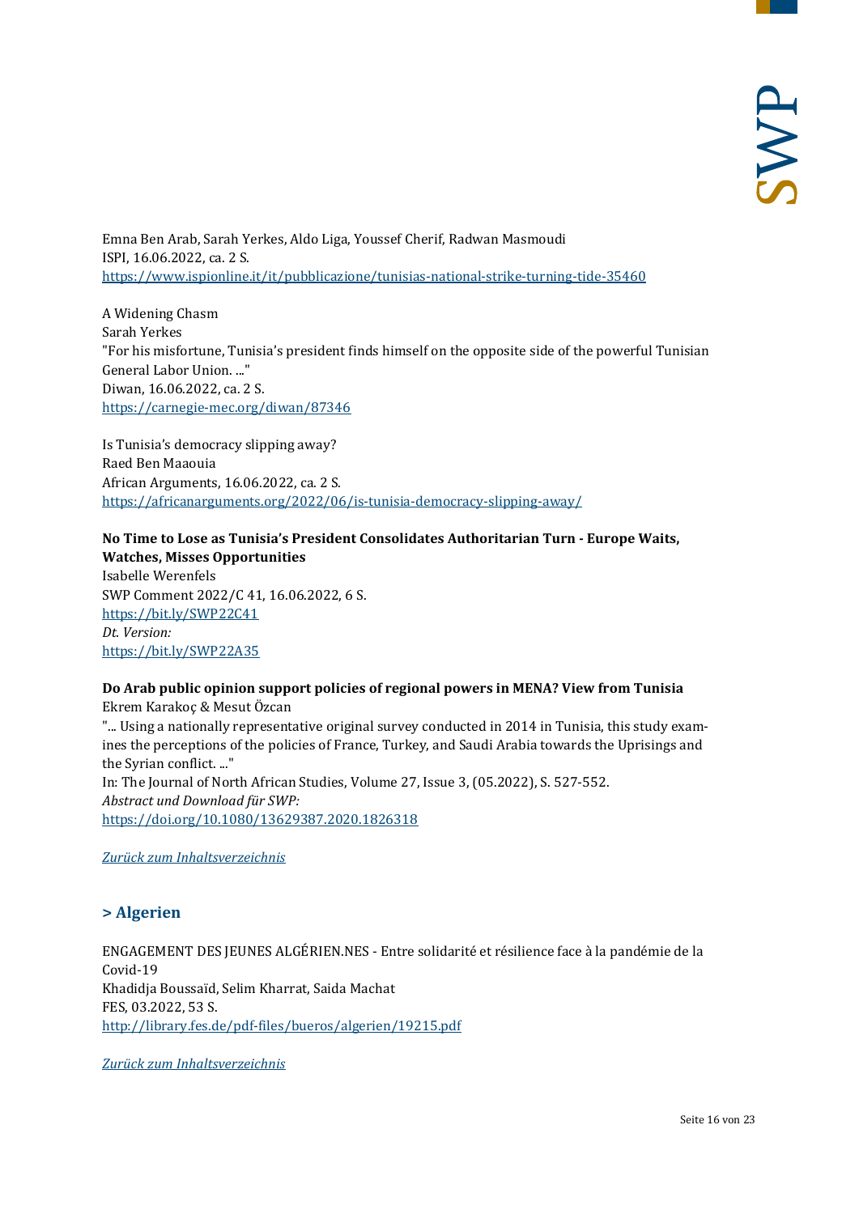Emna Ben Arab, Sarah Yerkes, Aldo Liga, Youssef Cherif, Radwan Masmoudi
ISPI, 16.06.2022, ca. 2 S.
https://www.ispionline.it/it/pubblicazione/tunisias-national-strike-turning-tide-35460

A Widening Chasm
Sarah Yerkes
"For his misfortune, Tunisia's president finds himself on the opposite side of the powerful Tunisian General Labor Union. ..."
Diwan, 16.06.2022, ca. 2 S.
https://carnegie-mec.org/diwan/87346

Is Tunisia's democracy slipping away?
Raed Ben Maaouia
African Arguments, 16.06.2022, ca. 2 S.
https://africanarguments.org/2022/06/is-tunisia-democracy-slipping-away/

**No Time to Lose as Tunisia's President Consolidates Authoritarian Turn - Europe Waits, Watches, Misses Opportunities**
Isabelle Werenfels
SWP Comment 2022/C 41, 16.06.2022, 6 S.
https://bit.ly/SWP22C41
*Dt. Version:*
https://bit.ly/SWP22A35

**Do Arab public opinion support policies of regional powers in MENA? View from Tunisia**
Ekrem Karakoç & Mesut Özcan
"... Using a nationally representative original survey conducted in 2014 in Tunisia, this study examines the perceptions of the policies of France, Turkey, and Saudi Arabia towards the Uprisings and the Syrian conflict. ..."
In: The Journal of North African Studies, Volume 27, Issue 3, (05.2022), S. 527-552.
*Abstract und Download für SWP:*
https://doi.org/10.1080/13629387.2020.1826318

*Zurück zum Inhaltsverzeichnis*

## > Algerien

ENGAGEMENT DES JEUNES ALGÉRIEN.NES - Entre solidarité et résilience face à la pandémie de la Covid-19
Khadidja Boussaïd, Selim Kharrat, Saida Machat
FES, 03.2022, 53 S.
http://library.fes.de/pdf-files/bueros/algerien/19215.pdf

*Zurück zum Inhaltsverzeichnis*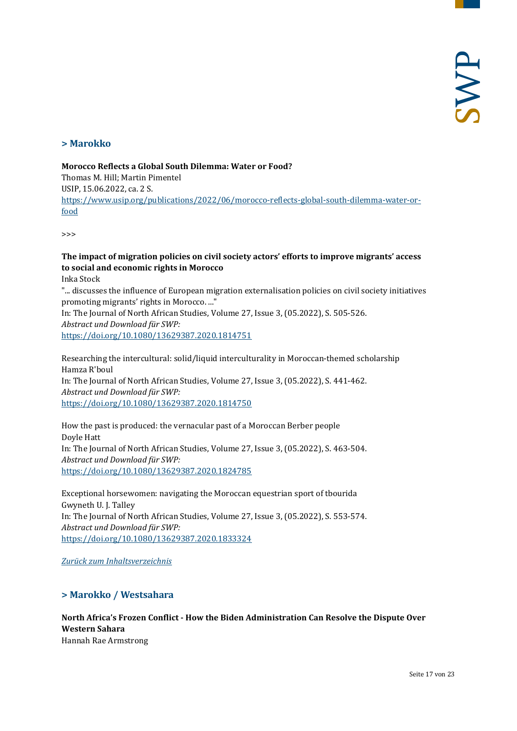## > Marokko

**Morocco Reflects a Global South Dilemma: Water or Food?**
Thomas M. Hill; Martin Pimentel
USIP, 15.06.2022, ca. 2 S.
https://www.usip.org/publications/2022/06/morocco-reflects-global-south-dilemma-water-or-food

>>>

**The impact of migration policies on civil society actors' efforts to improve migrants' access to social and economic rights in Morocco**
Inka Stock
"... discusses the influence of European migration externalisation policies on civil society initiatives promoting migrants' rights in Morocco. ..."
In: The Journal of North African Studies, Volume 27, Issue 3, (05.2022), S. 505-526.
*Abstract und Download für SWP:*
https://doi.org/10.1080/13629387.2020.1814751

Researching the intercultural: solid/liquid interculturality in Moroccan-themed scholarship
Hamza R'boul
In: The Journal of North African Studies, Volume 27, Issue 3, (05.2022), S. 441-462.
*Abstract und Download für SWP:*
https://doi.org/10.1080/13629387.2020.1814750

How the past is produced: the vernacular past of a Moroccan Berber people
Doyle Hatt
In: The Journal of North African Studies, Volume 27, Issue 3, (05.2022), S. 463-504.
*Abstract und Download für SWP:*
https://doi.org/10.1080/13629387.2020.1824785

Exceptional horsewomen: navigating the Moroccan equestrian sport of tbourida
Gwyneth U. J. Talley
In: The Journal of North African Studies, Volume 27, Issue 3, (05.2022), S. 553-574.
*Abstract und Download für SWP:*
https://doi.org/10.1080/13629387.2020.1833324

*Zurück zum Inhaltsverzeichnis*

## > Marokko / Westsahara

**North Africa's Frozen Conflict - How the Biden Administration Can Resolve the Dispute Over Western Sahara**
Hannah Rae Armstrong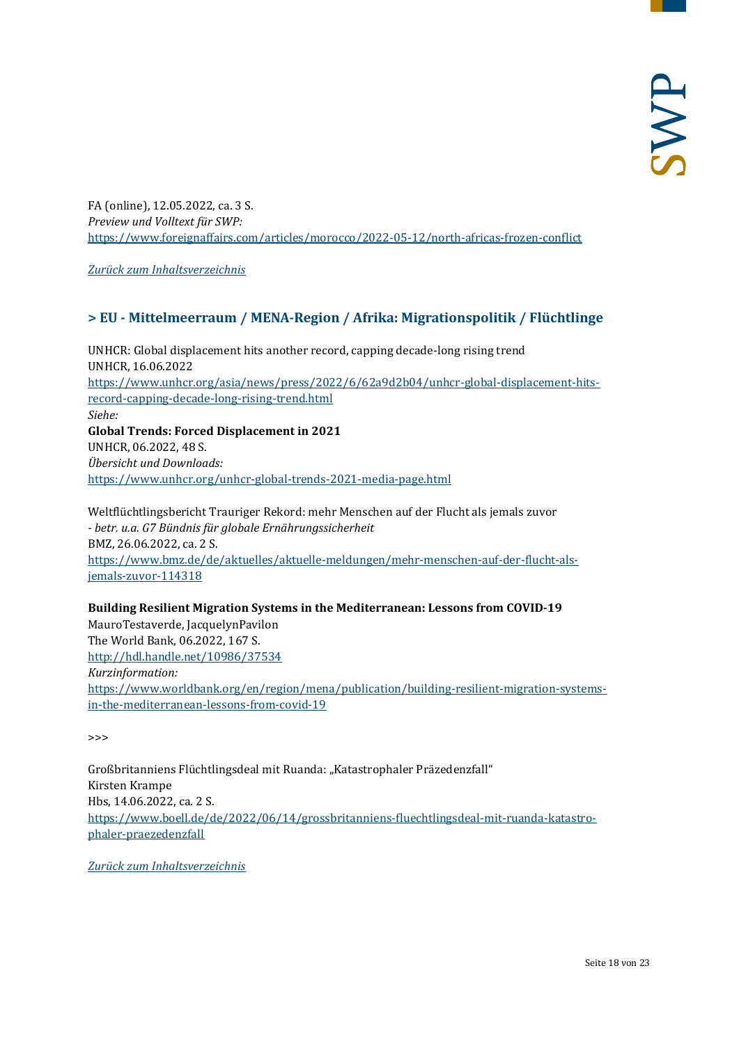FA (online), 12.05.2022, ca. 3 S.
*Preview und Volltext für SWP:*
https://www.foreignaffairs.com/articles/morocco/2022-05-12/north-africas-frozen-conflict

*Zurück zum Inhaltsverzeichnis*

## > EU - Mittelmeerraum / MENA-Region / Afrika: Migrationspolitik / Flüchtlinge

UNHCR: Global displacement hits another record, capping decade-long rising trend
UNHCR, 16.06.2022
https://www.unhcr.org/asia/news/press/2022/6/62a9d2b04/unhcr-global-displacement-hits-record-capping-decade-long-rising-trend.html
*Siehe:*
**Global Trends: Forced Displacement in 2021**
UNHCR, 06.2022, 48 S.
*Übersicht und Downloads:*
https://www.unhcr.org/unhcr-global-trends-2021-media-page.html

Weltflüchtlingsbericht Trauriger Rekord: mehr Menschen auf der Flucht als jemals zuvor
*- betr. u.a. G7 Bündnis für globale Ernährungssicherheit*
BMZ, 26.06.2022, ca. 2 S.
https://www.bmz.de/de/aktuelles/aktuelle-meldungen/mehr-menschen-auf-der-flucht-als-jemals-zuvor-114318

**Building Resilient Migration Systems in the Mediterranean: Lessons from COVID-19**
MauroTestaverde, JacquelynPavilon
The World Bank, 06.2022, 167 S.
http://hdl.handle.net/10986/37534
*Kurzinformation:*
https://www.worldbank.org/en/region/mena/publication/building-resilient-migration-systems-in-the-mediterranean-lessons-from-covid-19

>>>

Großbritanniens Flüchtlingsdeal mit Ruanda: „Katastrophaler Präzedenzfall"
Kirsten Krampe
Hbs, 14.06.2022, ca. 2 S.
https://www.boell.de/de/2022/06/14/grossbritanniens-fluechtlingsdeal-mit-ruanda-katastrophaler-praezedenzfall

*Zurück zum Inhaltsverzeichnis*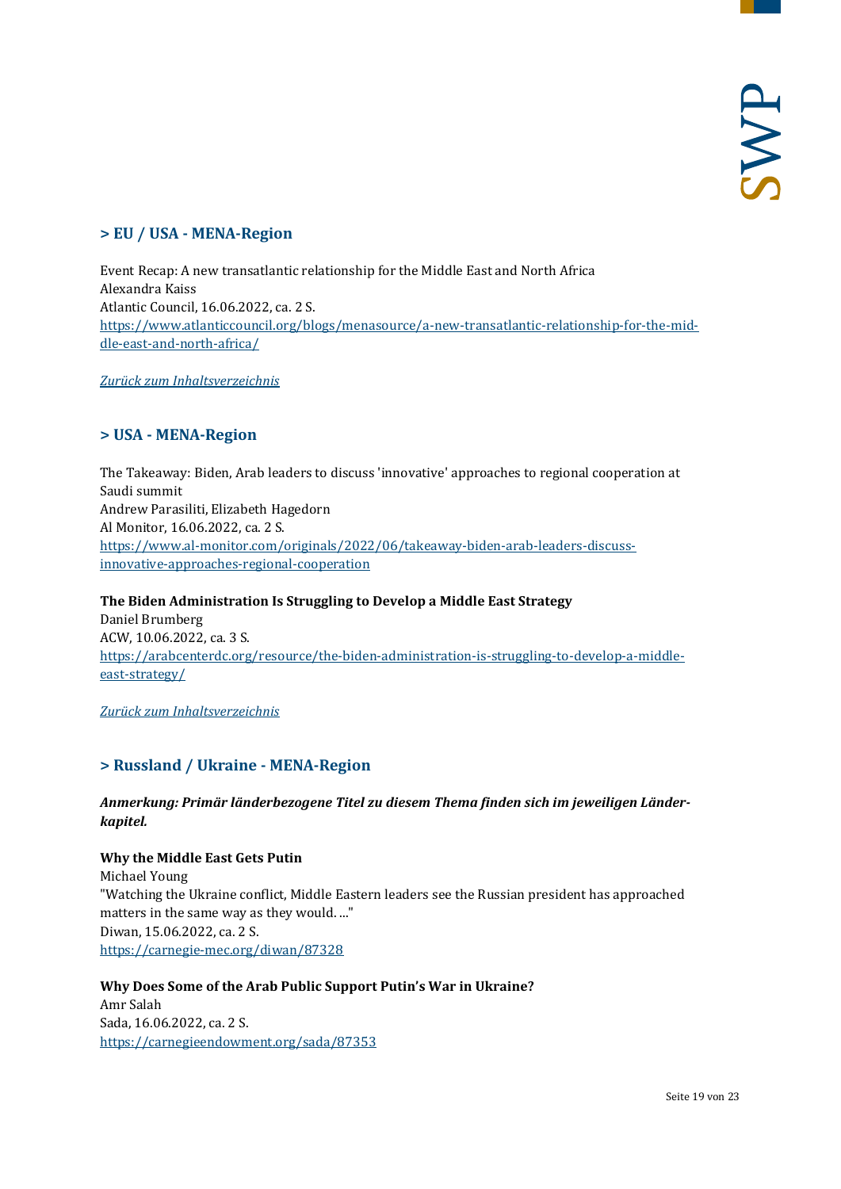## > EU / USA - MENA-Region

Event Recap: A new transatlantic relationship for the Middle East and North Africa
Alexandra Kaiss
Atlantic Council, 16.06.2022, ca. 2 S.
[https://www.atlanticcouncil.org/blogs/menasource/a-new-transatlantic-relationship-for-the-middle-east-and-north-africa/](https://www.atlanticcouncil.org/blogs/menasource/a-new-transatlantic-relationship-for-the-middle-east-and-north-africa/)

*Zurück zum Inhaltsverzeichnis*

## > USA - MENA-Region

The Takeaway: Biden, Arab leaders to discuss 'innovative' approaches to regional cooperation at Saudi summit
Andrew Parasiliti, Elizabeth Hagedorn
Al Monitor, 16.06.2022, ca. 2 S.
[https://www.al-monitor.com/originals/2022/06/takeaway-biden-arab-leaders-discuss-innovative-approaches-regional-cooperation](https://www.al-monitor.com/originals/2022/06/takeaway-biden-arab-leaders-discuss-innovative-approaches-regional-cooperation)

**The Biden Administration Is Struggling to Develop a Middle East Strategy**
Daniel Brumberg
ACW, 10.06.2022, ca. 3 S.
[https://arabcenterdc.org/resource/the-biden-administration-is-struggling-to-develop-a-middle-east-strategy/](https://arabcenterdc.org/resource/the-biden-administration-is-struggling-to-develop-a-middle-east-strategy/)

*Zurück zum Inhaltsverzeichnis*

## > Russland / Ukraine - MENA-Region

***Anmerkung: Primär länderbezogene Titel zu diesem Thema finden sich im jeweiligen Länderkapitel.***

**Why the Middle East Gets Putin**
Michael Young
"Watching the Ukraine conflict, Middle Eastern leaders see the Russian president has approached matters in the same way as they would. ..."
Diwan, 15.06.2022, ca. 2 S.
[https://carnegie-mec.org/diwan/87328](https://carnegie-mec.org/diwan/87328)

**Why Does Some of the Arab Public Support Putin's War in Ukraine?**
Amr Salah
Sada, 16.06.2022, ca. 2 S.
[https://carnegieendowment.org/sada/87353](https://carnegieendowment.org/sada/87353)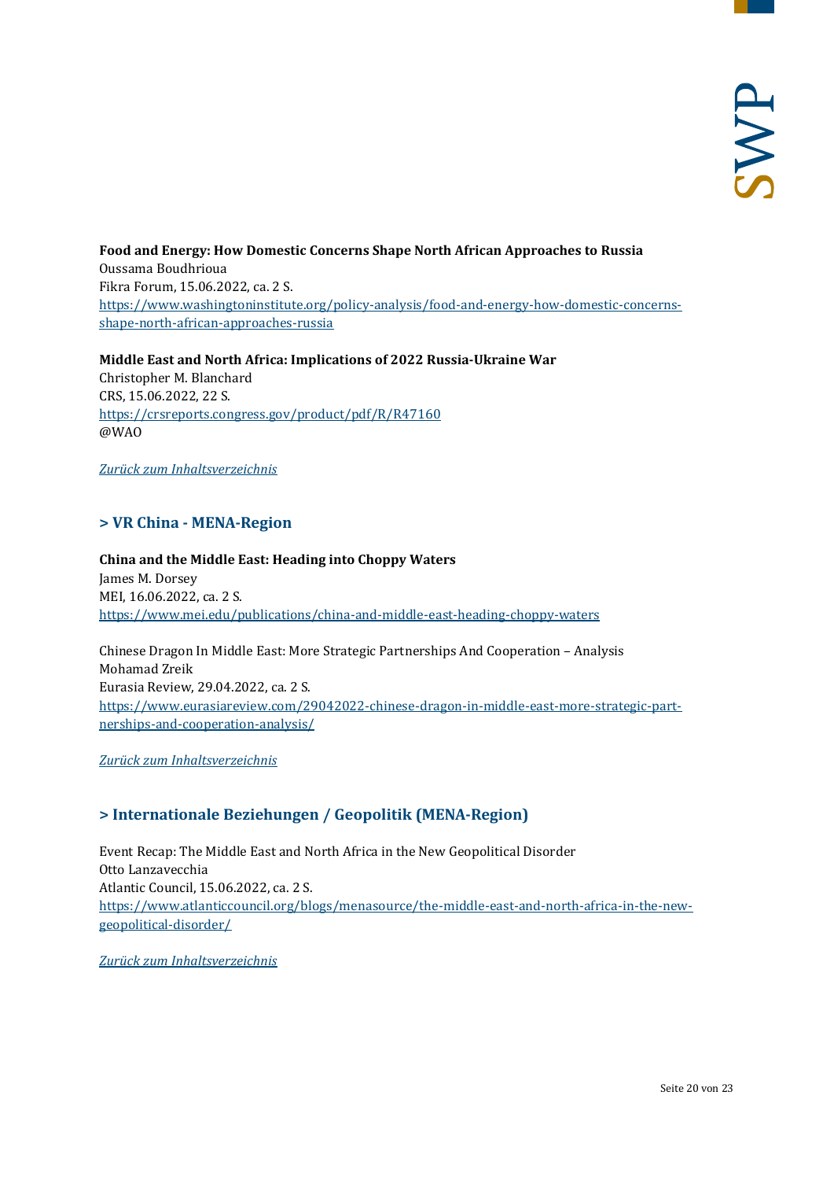**Food and Energy: How Domestic Concerns Shape North African Approaches to Russia**
Oussama Boudhrioua
Fikra Forum, 15.06.2022, ca. 2 S.
[https://www.washingtoninstitute.org/policy-analysis/food-and-energy-how-domestic-concerns-shape-north-african-approaches-russia](https://www.washingtoninstitute.org/policy-analysis/food-and-energy-how-domestic-concerns-shape-north-african-approaches-russia)

**Middle East and North Africa: Implications of 2022 Russia-Ukraine War**
Christopher M. Blanchard
CRS, 15.06.2022, 22 S.
[https://crsreports.congress.gov/product/pdf/R/R47160](https://crsreports.congress.gov/product/pdf/R/R47160)
@WAO

*Zurück zum Inhaltsverzeichnis*

## > VR China - MENA-Region

**China and the Middle East: Heading into Choppy Waters**
James M. Dorsey
MEI, 16.06.2022, ca. 2 S.
[https://www.mei.edu/publications/china-and-middle-east-heading-choppy-waters](https://www.mei.edu/publications/china-and-middle-east-heading-choppy-waters)

Chinese Dragon In Middle East: More Strategic Partnerships And Cooperation – Analysis
Mohamad Zreik
Eurasia Review, 29.04.2022, ca. 2 S.
[https://www.eurasiareview.com/29042022-chinese-dragon-in-middle-east-more-strategic-partnerships-and-cooperation-analysis/](https://www.eurasiareview.com/29042022-chinese-dragon-in-middle-east-more-strategic-partnerships-and-cooperation-analysis/)

*Zurück zum Inhaltsverzeichnis*

## > Internationale Beziehungen / Geopolitik (MENA-Region)

Event Recap: The Middle East and North Africa in the New Geopolitical Disorder
Otto Lanzavecchia
Atlantic Council, 15.06.2022, ca. 2 S.
[https://www.atlanticcouncil.org/blogs/menasource/the-middle-east-and-north-africa-in-the-new-geopolitical-disorder/](https://www.atlanticcouncil.org/blogs/menasource/the-middle-east-and-north-africa-in-the-new-geopolitical-disorder/)

*Zurück zum Inhaltsverzeichnis*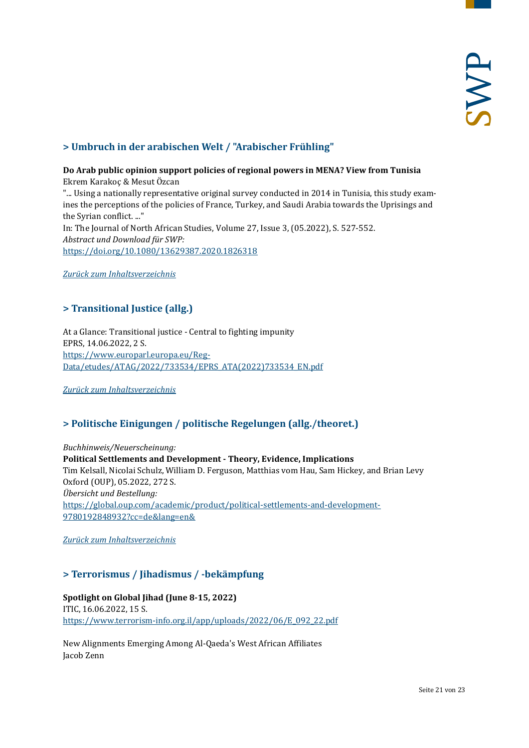## > Umbruch in der arabischen Welt / "Arabischer Frühling"

**Do Arab public opinion support policies of regional powers in MENA? View from Tunisia**
Ekrem Karakoç & Mesut Özcan
"... Using a nationally representative original survey conducted in 2014 in Tunisia, this study examines the perceptions of the policies of France, Turkey, and Saudi Arabia towards the Uprisings and the Syrian conflict. ..."
In: The Journal of North African Studies, Volume 27, Issue 3, (05.2022), S. 527-552.
*Abstract und Download für SWP:*
https://doi.org/10.1080/13629387.2020.1826318

*Zurück zum Inhaltsverzeichnis*

## > Transitional Justice (allg.)

At a Glance: Transitional justice - Central to fighting impunity
EPRS, 14.06.2022, 2 S.
https://www.europarl.europa.eu/RegData/etudes/ATAG/2022/733534/EPRS_ATA(2022)733534_EN.pdf

*Zurück zum Inhaltsverzeichnis*

## > Politische Einigungen / politische Regelungen (allg./theoret.)

*Buchhinweis/Neuerscheinung:*
**Political Settlements and Development - Theory, Evidence, Implications**
Tim Kelsall, Nicolai Schulz, William D. Ferguson, Matthias vom Hau, Sam Hickey, and Brian Levy
Oxford (OUP), 05.2022, 272 S.
*Übersicht und Bestellung:*
https://global.oup.com/academic/product/political-settlements-and-development-9780192848932?cc=de&lang=en&

*Zurück zum Inhaltsverzeichnis*

## > Terrorismus / Jihadismus / -bekämpfung

**Spotlight on Global Jihad (June 8-15, 2022)**
ITIC, 16.06.2022, 15 S.
https://www.terrorism-info.org.il/app/uploads/2022/06/E_092_22.pdf

New Alignments Emerging Among Al-Qaeda's West African Affiliates
Jacob Zenn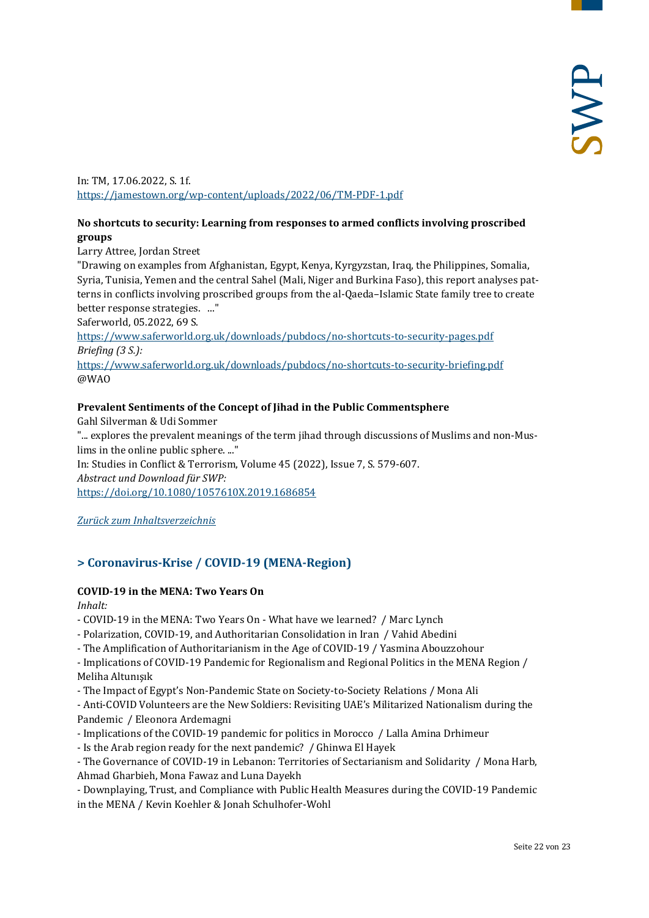In: TM, 17.06.2022, S. 1f.
https://jamestown.org/wp-content/uploads/2022/06/TM-PDF-1.pdf

**No shortcuts to security: Learning from responses to armed conflicts involving proscribed groups**

Larry Attree, Jordan Street

"Drawing on examples from Afghanistan, Egypt, Kenya, Kyrgyzstan, Iraq, the Philippines, Somalia, Syria, Tunisia, Yemen and the central Sahel (Mali, Niger and Burkina Faso), this report analyses patterns in conflicts involving proscribed groups from the al-Qaeda–Islamic State family tree to create better response strategies. ..."

Saferworld, 05.2022, 69 S.

https://www.saferworld.org.uk/downloads/pubdocs/no-shortcuts-to-security-pages.pdf

*Briefing (3 S.):*

https://www.saferworld.org.uk/downloads/pubdocs/no-shortcuts-to-security-briefing.pdf

@WAO

**Prevalent Sentiments of the Concept of Jihad in the Public Commentsphere**

Gahl Silverman & Udi Sommer

"... explores the prevalent meanings of the term jihad through discussions of Muslims and non-Muslims in the online public sphere. ..."

In: Studies in Conflict & Terrorism, Volume 45 (2022), Issue 7, S. 579-607.

*Abstract und Download für SWP:*

https://doi.org/10.1080/1057610X.2019.1686854

*Zurück zum Inhaltsverzeichnis*

## > Coronavirus-Krise / COVID-19 (MENA-Region)

**COVID-19 in the MENA: Two Years On**

*Inhalt:*

- COVID-19 in the MENA: Two Years On - What have we learned? / Marc Lynch
- Polarization, COVID-19, and Authoritarian Consolidation in Iran / Vahid Abedini
- The Amplification of Authoritarianism in the Age of COVID-19 / Yasmina Abouzzohour
- Implications of COVID-19 Pandemic for Regionalism and Regional Politics in the MENA Region / Meliha Altunışık
- The Impact of Egypt's Non-Pandemic State on Society-to-Society Relations / Mona Ali
- Anti-COVID Volunteers are the New Soldiers: Revisiting UAE's Militarized Nationalism during the Pandemic / Eleonora Ardemagni
- Implications of the COVID-19 pandemic for politics in Morocco / Lalla Amina Drhimeur
- Is the Arab region ready for the next pandemic? / Ghinwa El Hayek
- The Governance of COVID-19 in Lebanon: Territories of Sectarianism and Solidarity / Mona Harb, Ahmad Gharbieh, Mona Fawaz and Luna Dayekh
- Downplaying, Trust, and Compliance with Public Health Measures during the COVID-19 Pandemic in the MENA / Kevin Koehler & Jonah Schulhofer-Wohl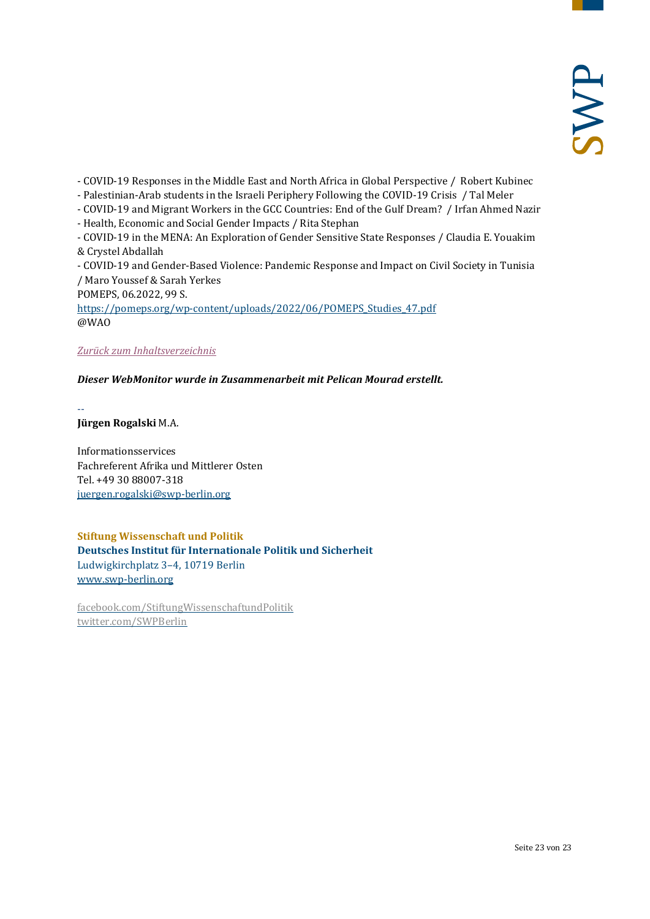- COVID-19 Responses in the Middle East and North Africa in Global Perspective / Robert Kubinec
- Palestinian-Arab students in the Israeli Periphery Following the COVID-19 Crisis / Tal Meler
- COVID-19 and Migrant Workers in the GCC Countries: End of the Gulf Dream? / Irfan Ahmed Nazir
- Health, Economic and Social Gender Impacts / Rita Stephan
- COVID-19 in the MENA: An Exploration of Gender Sensitive State Responses / Claudia E. Youakim & Crystel Abdallah
- COVID-19 and Gender-Based Violence: Pandemic Response and Impact on Civil Society in Tunisia / Maro Youssef & Sarah Yerkes

POMEPS, 06.2022, 99 S.
https://pomeps.org/wp-content/uploads/2022/06/POMEPS_Studies_47.pdf
@WAO

*Zurück zum Inhaltsverzeichnis*

***Dieser WebMonitor wurde in Zusammenarbeit mit Pelican Mourad erstellt.***

--
**Jürgen Rogalski** M.A.

Informationsservices
Fachreferent Afrika und Mittlerer Osten
Tel. +49 30 88007-318
juergen.rogalski@swp-berlin.org

**Stiftung Wissenschaft und Politik**
**Deutsches Institut für Internationale Politik und Sicherheit**
Ludwigkirchplatz 3–4, 10719 Berlin
www.swp-berlin.org

facebook.com/StiftungWissenschaftundPolitik
twitter.com/SWPBerlin